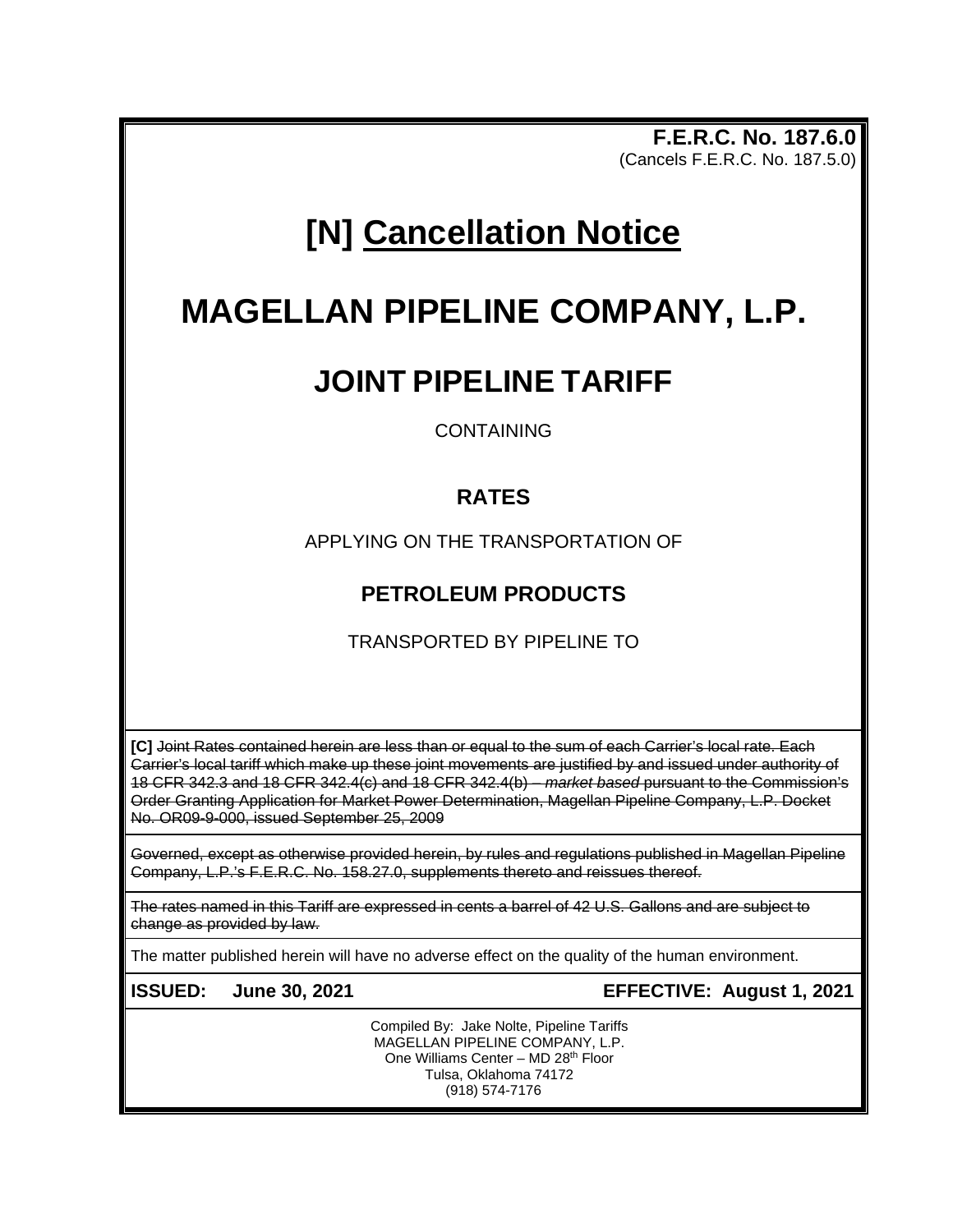**F.E.R.C. No. 187.6.0**
(Cancels F.E.R.C. No. 187.5.0)

# [N] Cancellation Notice

# MAGELLAN PIPELINE COMPANY, L.P.

## JOINT PIPELINE TARIFF

CONTAINING

### RATES

APPLYING ON THE TRANSPORTATION OF

### PETROLEUM PRODUCTS

TRANSPORTED BY PIPELINE TO

**[C]** ~~Joint Rates contained herein are less than or equal to the sum of each Carrier's local rate. Each Carrier's local tariff which make up these joint movements are justified by and issued under authority of 18 CFR 342.3 and 18 CFR 342.4(c) and 18 CFR 342.4(b) – *market based* pursuant to the Commission's Order Granting Application for Market Power Determination, Magellan Pipeline Company, L.P. Docket No. OR09-9-000, issued September 25, 2009~~

~~Governed, except as otherwise provided herein, by rules and regulations published in Magellan Pipeline Company, L.P.'s F.E.R.C. No. 158.27.0, supplements thereto and reissues thereof.~~

~~The rates named in this Tariff are expressed in cents a barrel of 42 U.S. Gallons and are subject to change as provided by law.~~

The matter published herein will have no adverse effect on the quality of the human environment.

**ISSUED: June 30, 2021** **EFFECTIVE: August 1, 2021**

Compiled By: Jake Nolte, Pipeline Tariffs
MAGELLAN PIPELINE COMPANY, L.P.
One Williams Center – MD 28th Floor
Tulsa, Oklahoma 74172
(918) 574-7176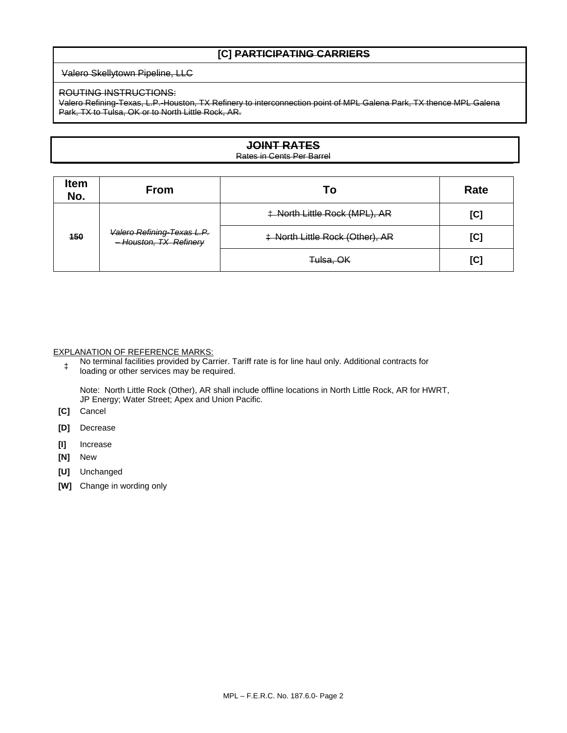## [C] ~~PARTICIPATING CARRIERS~~

~~Valero Skellytown Pipeline, LLC~~

~~ROUTING INSTRUCTIONS:~~
~~Valero Refining-Texas, L.P.-Houston, TX Refinery to interconnection point of MPL Galena Park, TX thence MPL Galena Park, TX to Tulsa, OK or to North Little Rock, AR.~~

## ~~JOINT RATES~~

~~Rates in Cents Per Barrel~~

| Item No. | From | To | Rate |
|---|---|---|---|
| ~~150~~ | *~~Valero Refining-Texas L.P. – Houston, TX Refinery~~* | ~~‡ North Little Rock (MPL), AR~~ | [C] |
| | | ~~‡ North Little Rock (Other), AR~~ | [C] |
| | | ~~Tulsa, OK~~ | [C] |

EXPLANATION OF REFERENCE MARKS:

‡ No terminal facilities provided by Carrier. Tariff rate is for line haul only. Additional contracts for loading or other services may be required.

Note: North Little Rock (Other), AR shall include offline locations in North Little Rock, AR for HWRT, JP Energy; Water Street; Apex and Union Pacific.

**[C]** Cancel

**[D]** Decrease

**[I]** Increase

**[N]** New

**[U]** Unchanged

**[W]** Change in wording only

MPL – F.E.R.C. No. 187.6.0- Page 2